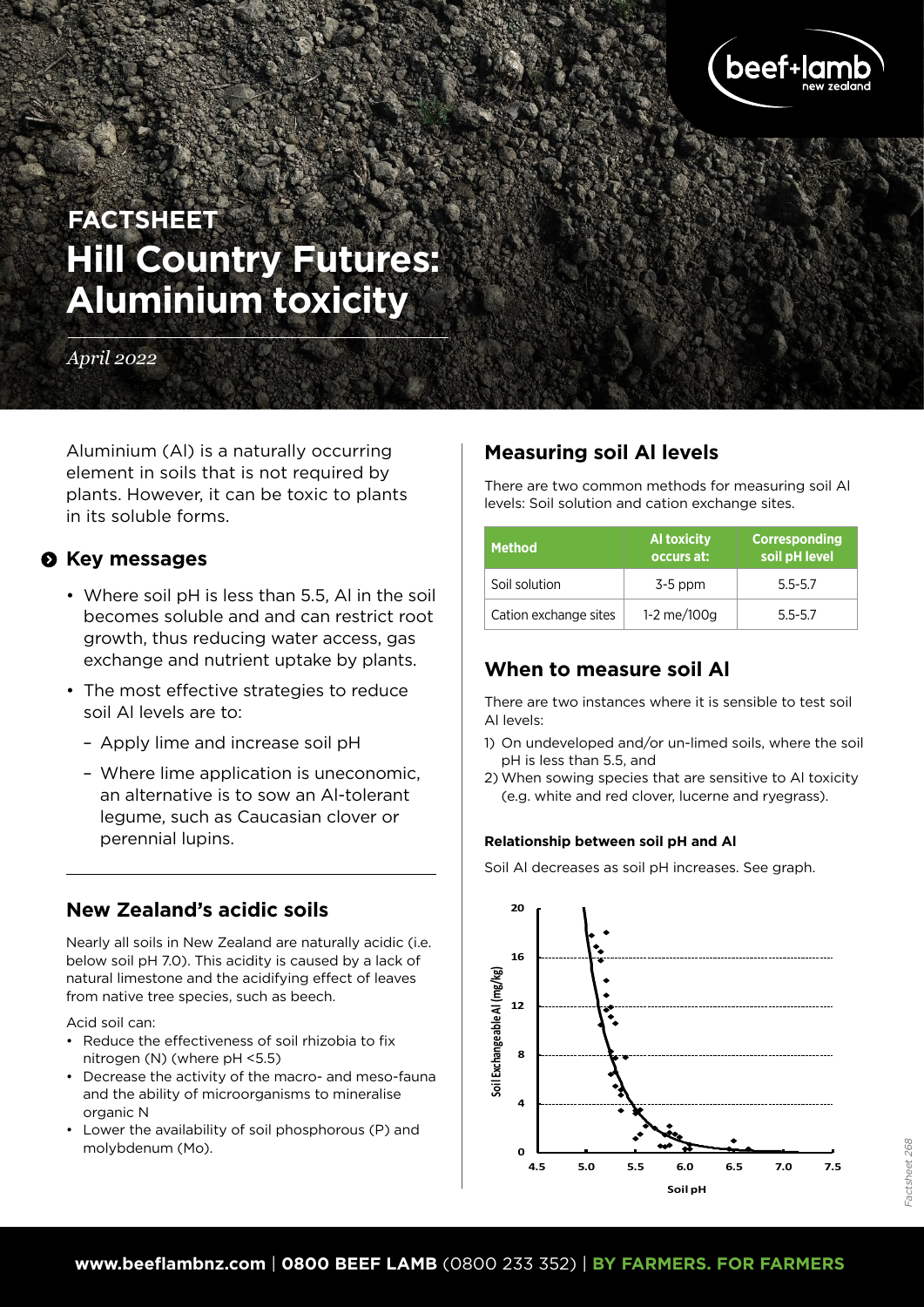# FACTSHEET
# Hill Country Futures: Aluminium toxicity

*April 2022*

Aluminium (Al) is a naturally occurring element in soils that is not required by plants. However, it can be toxic to plants in its soluble forms.

## Key messages

- Where soil pH is less than 5.5, Al in the soil becomes soluble and and can restrict root growth, thus reducing water access, gas exchange and nutrient uptake by plants.
- The most effective strategies to reduce soil Al levels are to:
  - Apply lime and increase soil pH
  - Where lime application is uneconomic, an alternative is to sow an Al-tolerant legume, such as Caucasian clover or perennial lupins.

## New Zealand's acidic soils

Nearly all soils in New Zealand are naturally acidic (i.e. below soil pH 7.0). This acidity is caused by a lack of natural limestone and the acidifying effect of leaves from native tree species, such as beech.

Acid soil can:

- Reduce the effectiveness of soil rhizobia to fix nitrogen (N) (where pH <5.5)
- Decrease the activity of the macro- and meso-fauna and the ability of microorganisms to mineralise organic N
- Lower the availability of soil phosphorous (P) and molybdenum (Mo).

## Measuring soil Al levels

There are two common methods for measuring soil Al levels: Soil solution and cation exchange sites.

| Method | Al toxicity occurs at: | Corresponding soil pH level |
|---|---|---|
| Soil solution | 3-5 ppm | 5.5-5.7 |
| Cation exchange sites | 1-2 me/100g | 5.5-5.7 |

## When to measure soil Al

There are two instances where it is sensible to test soil Al levels:

1) On undeveloped and/or un-limed soils, where the soil pH is less than 5.5, and
2) When sowing species that are sensitive to Al toxicity (e.g. white and red clover, lucerne and ryegrass).

**Relationship between soil pH and Al**

Soil Al decreases as soil pH increases. See graph.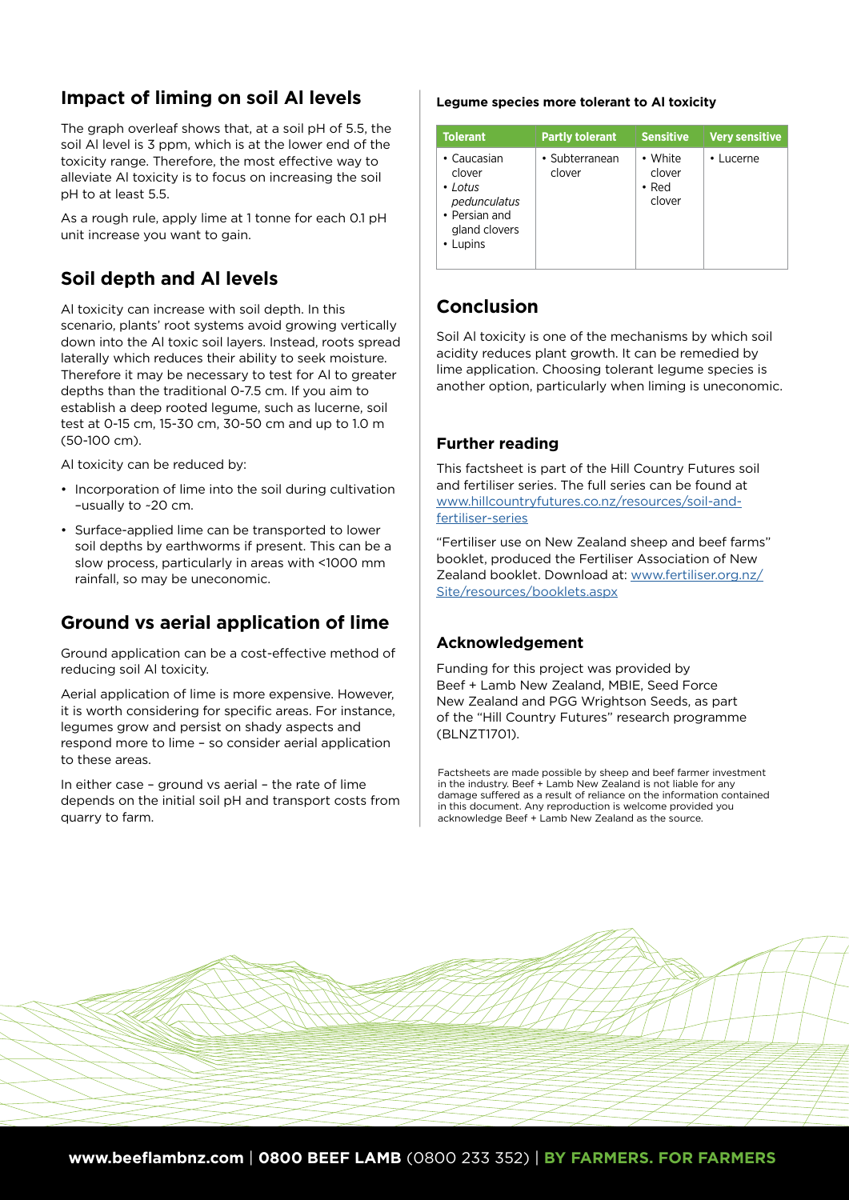## Impact of liming on soil Al levels

The graph overleaf shows that, at a soil pH of 5.5, the soil Al level is 3 ppm, which is at the lower end of the toxicity range. Therefore, the most effective way to alleviate Al toxicity is to focus on increasing the soil pH to at least 5.5.

As a rough rule, apply lime at 1 tonne for each 0.1 pH unit increase you want to gain.

## Soil depth and Al levels

Al toxicity can increase with soil depth. In this scenario, plants' root systems avoid growing vertically down into the Al toxic soil layers. Instead, roots spread laterally which reduces their ability to seek moisture. Therefore it may be necessary to test for Al to greater depths than the traditional 0-7.5 cm. If you aim to establish a deep rooted legume, such as lucerne, soil test at 0-15 cm, 15-30 cm, 30-50 cm and up to 1.0 m (50-100 cm).

Al toxicity can be reduced by:

- Incorporation of lime into the soil during cultivation –usually to ~20 cm.
- Surface-applied lime can be transported to lower soil depths by earthworms if present. This can be a slow process, particularly in areas with <1000 mm rainfall, so may be uneconomic.

## Ground vs aerial application of lime

Ground application can be a cost-effective method of reducing soil Al toxicity.

Aerial application of lime is more expensive. However, it is worth considering for specific areas. For instance, legumes grow and persist on shady aspects and respond more to lime – so consider aerial application to these areas.

In either case – ground vs aerial – the rate of lime depends on the initial soil pH and transport costs from quarry to farm.

**Legume species more tolerant to Al toxicity**

| Tolerant | Partly tolerant | Sensitive | Very sensitive |
|---|---|---|---|
| • Caucasian clover<br>• *Lotus pedunculatus*<br>• Persian and gland clovers<br>• Lupins | • Subterranean clover | • White clover<br>• Red clover | • Lucerne |

## Conclusion

Soil Al toxicity is one of the mechanisms by which soil acidity reduces plant growth. It can be remedied by lime application. Choosing tolerant legume species is another option, particularly when liming is uneconomic.

### Further reading

This factsheet is part of the Hill Country Futures soil and fertiliser series. The full series can be found at [www.hillcountryfutures.co.nz/resources/soil-and-fertiliser-series](www.hillcountryfutures.co.nz/resources/soil-and-fertiliser-series)

"Fertiliser use on New Zealand sheep and beef farms" booklet, produced the Fertiliser Association of New Zealand booklet. Download at: [www.fertiliser.org.nz/Site/resources/booklets.aspx](www.fertiliser.org.nz/Site/resources/booklets.aspx)

### Acknowledgement

Funding for this project was provided by Beef + Lamb New Zealand, MBIE, Seed Force New Zealand and PGG Wrightson Seeds, as part of the "Hill Country Futures" research programme (BLNZT1701).

Factsheets are made possible by sheep and beef farmer investment in the industry. Beef + Lamb New Zealand is not liable for any damage suffered as a result of reliance on the information contained in this document. Any reproduction is welcome provided you acknowledge Beef + Lamb New Zealand as the source.

**www.beeflambnz.com** | **0800 BEEF LAMB** (0800 233 352) | **BY FARMERS. FOR FARMERS**